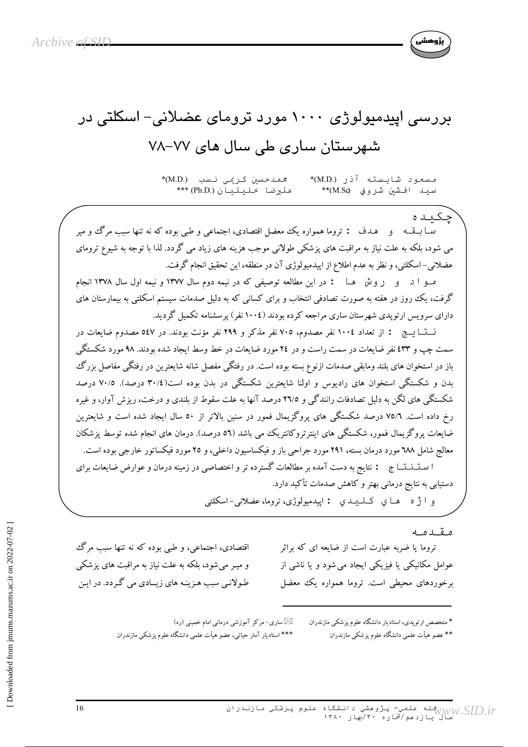# بررسی اپیدمیولوژی ۱۰۰۰ مورد ترومای عضلانی- اسکلتی در شهرستان ساری طی سال های ۷۷-۷۸

مسعود شایسته آذر (M.D.)* محمدحسین کریمی نسب (M.D.)*
سید افشین شروفی (M.Sc)** علیرضا خلیلیان (Ph.D.)***

## چکیده

**سابقه و هدف :** تروما همواره یک معضل اقتصادی، اجتماعی و طبی بوده که نه تنها سبب مرگ و میر می شود، بلکه به علت نیاز به مراقبت های پزشکی طولانی موجب هزینه های زیاد می گردد. لذا با توجه به شیوع ترومای عضلانی- اسکلتی، و نظر به عدم اطلاع از اپیدمیولوژی آن در منطقه، این تحقیق انجام گرفت.

**مواد و روش ها :** در این مطالعه توصیفی که در نیمه دوم سال ۱۳۷۷ و نیمه اول سال ۱۳۷۸ انجام گرفت، یک روز در هفته به صورت تصادفی انتخاب و برای کسانی که به دلیل صدمات سیستم اسکلتی به بیمارستان های دارای سرویس ارتوپدی شهرستان ساری مراجعه کرده بودند (۱۰۰۴ نفر) پرسشنامه تکمیل گردید.

**نتایج :** از تعداد ۱۰۰۴ نفر مصدوم، ۷۰۵ نفر مذکر و ۲۹۹ نفر مؤنث بودند. در ۵٤۷ مصدوم ضایعات در سمت چپ و ٤۳۳ نفر ضایعات در سمت راست و در ۲٤ مورد ضایعات در خط وسط ایجاد شده بودند. ۹۸ مورد شکستگی باز در استخوان های بلند ومابقی صدمات ازنوع بسته بوده است. در رفتگی مفصل شانه شایعترین در رفتگی مفاصل بزرگ بدن و شکستگی استخوان های رادیوس و اولنا شایعترین شکستگی در بدن بوده است(۳۰/٤ درصد). ۷۰/۵ درصد شکستگی های لگن به دلیل تصادفات رانندگی و ۲٦/۵ درصد آنها به علت سقوط از بلندی و درخت، ریزش آوار، و غیره رخ داده است. ۷۵/٦ درصد شکستگی های پروگزیمال فمور در سنین بالاتر از ۵۰ سال ایجاد شده است و شایعترین ضایعات پروگزیمال فمور، شکستگی های اینترتروکانتریک می باشد (۵٦ درصد). درمان های انجام شده توسط پزشکان معالج شامل ٦۸۸ مورد درمان بسته، ۲۹۱ مورد جراحی باز و فیکساسیون داخلی، و ۲۵ مورد فیکساتور خارجی بوده است.

**استنتاج :** نتایج به دست آمده بر مطالعات گسترده تر و اختصاصی در زمینه درمان و عوارض ضایعات برای دستیابی به نتایج درمانی بهتر و کاهش صدمات تأکید دارد.

**واژه های کلیدی :** اپیدمیولوژی، تروما، عضلانی- اسکلتی

## مقدمه

تروما یا ضربه عبارت است از ضایعه ای که براثر عوامل مکانیکی یا فیزیکی ایجاد می شود و یا ناشی از برخوردهای محیطی است. تروما همواره یک معضل اقتصادی، اجتماعی، و طبی بوده که نه تنها سبب مرگ و میر می‌شود، بلکه به علت نیاز به مراقبت های پزشکی طولانی سبب هزینه های زیادی می گردد. در این

---

\* متخصص ارتوپدی، استادیار دانشگاه علوم پزشکی مازندران
\** عضو هیأت علمی دانشگاه علوم پزشکی مازندران
\*** استادیار آمار حیاتی، عضو هیأت علمی دانشگاه علوم پزشکی مازندران
✉ ساری- مرکز آموزشی درمانی امام خمینی (ره)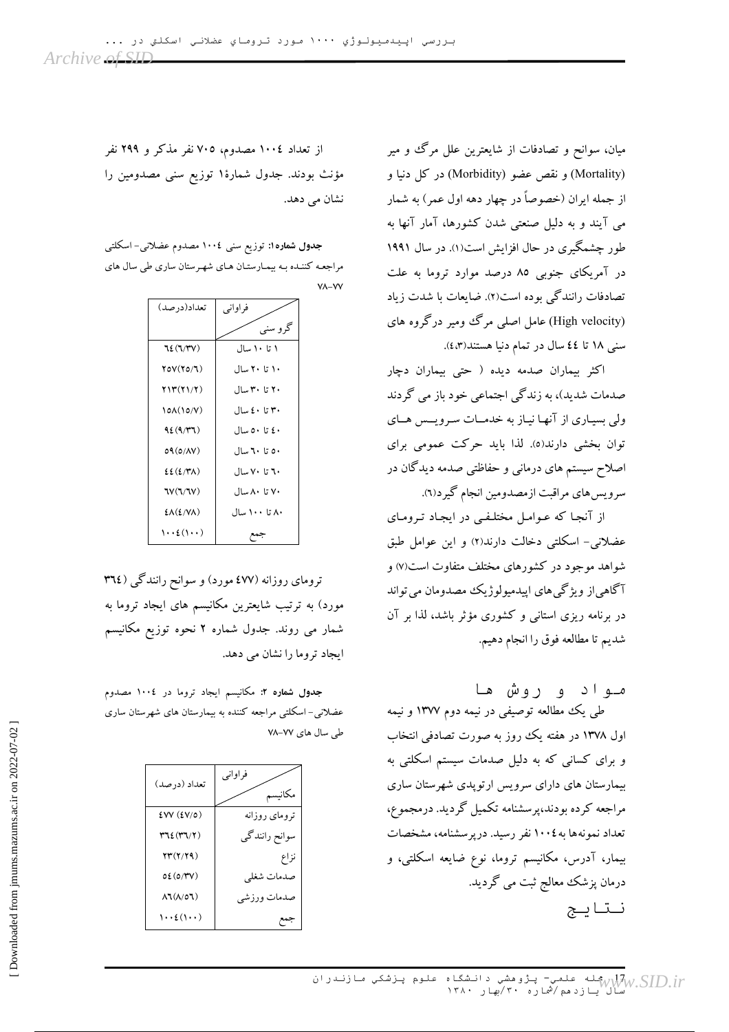میان، سوانح و تصادفات از شایعترین علل مرگ و میر (Mortality) و نقص عضو (Morbidity) در کل دنیا و از جمله ایران (خصوصاً در چهار دهه اول عمر) به شمار می آیند و به دلیل صنعتی شدن کشورها، آمار آنها به طور چشمگیری در حال افزایش است(۱). در سال ۱۹۹۱ در آمریکای جنوبی ۸۵ درصد موارد تروما به علت تصادفات رانندگی بوده است(۲). ضایعات با شدت زیاد (High velocity) عامل اصلی مرگ ومیر درگروه های سنی ۱۸ تا ۴۴ سال در تمام دنیا هستند(۴،۳).

اکثر بیماران صدمه دیده ( حتی بیماران دچار صدمات شدید)، به زندگی اجتماعی خود باز می گردند ولی بسیاری از آنها نیاز به خدمات سرویس های توان بخشی دارند(۵). لذا باید حرکت عمومی برای اصلاح سیستم های درمانی و حفاظتی صدمه دیدگان در سرویس‌های مراقبت ازمصدومین انجام گیرد(۶).

از آنجا که عوامل مختلفی در ایجاد ترومای عضلانی- اسکلتی دخالت دارند(۲) و این عوامل طبق شواهد موجود در کشورهای مختلف متفاوت است(۷) و آگاهی از ویژگی‌های اپیدمیولوژیک مصدومان می‌تواند در برنامه ریزی استانی و کشوری مؤثر باشد، لذا بر آن شدیم تا مطالعه فوق را انجام دهیم.

## مواد و روش ها

طی یک مطالعه توصیفی در نیمه دوم ۱۳۷۷ و نیمه اول ۱۳۷۸ در هفته یک روز به صورت تصادفی انتخاب و برای کسانی که به دلیل صدمات سیستم اسکلتی به بیمارستان های دارای سرویس ارتوپدی شهرستان ساری مراجعه کرده بودند،پرسشنامه تکمیل گردید. درمجموع، تعداد نمونه‌ها به ۱۰۰۴ نفر رسید. درپرسشنامه، مشخصات بیمار، آدرس، مکانیسم تروما، نوع ضایعه اسکلتی، و درمان پزشک معالج ثبت می گردید.

## نتایج

از تعداد ۱۰۰۴ مصدوم، ۷۰۵ نفر مذکر و ۲۹۹ نفر مؤنث بودند. جدول شمارۀ۱ توزیع سنی مصدومین را نشان می دهد.

**جدول شماره۱:** توزیع سنی ۱۰۰۴ مصدوم عضلانی- اسکلتی مراجعه کننده به بیمارستان های شهرستان ساری طی سال های ۷۸-۷۷

| گروه سنی / فراوانی | تعداد(درصد) |
|---|---|
| ۱ تا ۱۰ سال | ۶۴(۶/۳۷) |
| ۱۰ تا ۲۰ سال | ۲۵۷(۲۵/۶) |
| ۲۰ تا ۳۰ سال | ۲۱۳(۲۱/۲) |
| ۳۰ تا ۴۰ سال | ۱۵۸(۱۵/۷) |
| ۴۰ تا ۵۰ سال | ۹۴(۹/۳۶) |
| ۵۰ تا ۶۰ سال | ۵۹(۵/۸۷) |
| ۶۰ تا ۷۰ سال | ۴۴(۴/۳۸) |
| ۷۰ تا ۸۰ سال | ۶۷(۶/۶۷) |
| ۸۰ تا ۱۰۰ سال | ۴۸(۴/۷۸) |
| جمع | ۱۰۰۴(۱۰۰) |

ترومای روزانه (۴۷۷ مورد) و سوانح رانندگی (۳۶۴ مورد) به ترتیب شایعترین مکانیسم های ایجاد تروما به شمار می روند. جدول شماره ۲ نحوه توزیع مکانیسم ایجاد تروما را نشان می دهد.

**جدول شماره ۲:** مکانیسم ایجاد تروما در ۱۰۰۴ مصدوم عضلانی- اسکلتی مراجعه کننده به بیمارستان های شهرستان ساری طی سال های ۷۸-۷۷

| مکانیسم / فراوانی | تعداد (درصد) |
|---|---|
| ترومای روزانه | ۴۷۷ (۴۷/۵) |
| سوانح رانندگی | ۳۶۴(۳۶/۲) |
| نزاع | ۲۳(۲/۲۹) |
| صدمات شغلی | ۵۴(۵/۳۷) |
| صدمات ورزشی | ۸۶(۸/۵۶) |
| جمع | ۱۰۰۴(۱۰۰) |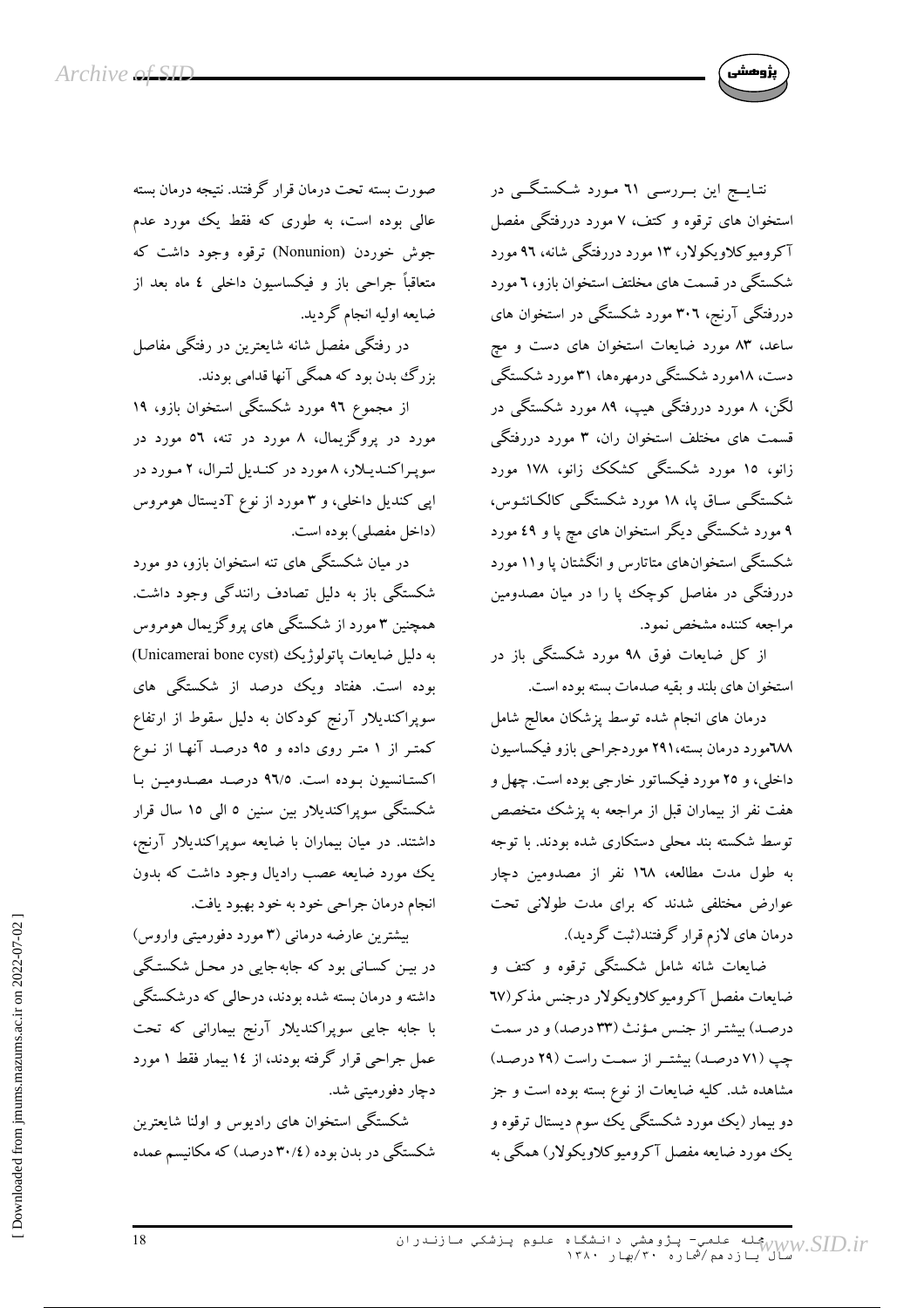نتایــج این بــررسـی ٦١ مـورد شـکسـتگـی در استخوان های ترقوه و کتف، ٧ مورد دررفتگی مفصل آکرومیوکلاویکولار، ١٣ مورد دررفتگی شانه، ٩٦ مورد شکستگی در قسمت های مختلف استخوان بازو، ٦ مورد دررفتگی آرنج، ٣٠٦ مورد شکستگی در استخوان های ساعد، ٨٣ مورد ضایعات استخوان های دست و مچ دست، ١٨مورد شکستگی درمهره‌ها، ٣١ مورد شکستگی لگن، ٨ مورد دررفتگی هیپ، ٨٩ مورد شکستگی در قسمت های مختلف استخوان ران، ٣ مورد دررفتگی زانو، ١٥ مورد شکستگی کشکک زانو، ١٧٨ مورد شکستگی ساق پا، ١٨ مورد شکستگی کالکانئوس، ٩ مورد شکستگی دیگر استخوان های مچ پا و ٤٩ مورد شکستگی استخوان‌های متاتارس و انگشتان پا و١١ مورد دررفتگی در مفاصل کوچک پا را در میان مصدومین مراجعه کننده مشخص نمود.

از کل ضایعات فوق ٩٨ مورد شکستگی باز در استخوان های بلند و بقیه صدمات بسته بوده است.

درمان های انجام شده توسط پزشکان معالج شامل ٦٨٨مورد درمان بسته،٢٩١ موردجراحی بازو فیکساسیون داخلی، و ٢٥ مورد فیکساتور خارجی بوده است. چهل و هفت نفر از بیماران قبل از مراجعه به پزشک متخصص توسط شکسته بند محلی دستکاری شده بودند. با توجه به طول مدت مطالعه، ١٦٨ نفر از مصدومین دچار عوارض مختلفی شدند که برای مدت طولانی تحت درمان های لازم قرار گرفتند(ثبت گردید).

ضایعات شانه شامل شکستگی ترقوه و کتف و ضایعات مفصل آکرومیوکلاویکولار درجنس مذکر(٦٧ درصد) بیشتر از جنس مؤنث (٣٣ درصد) و در سمت چپ (٧١ درصد) بیشتر از سمت راست (٢٩ درصد) مشاهده شد. کلیه ضایعات از نوع بسته بوده است و جز دو بیمار (یک مورد شکستگی یک سوم دیستال ترقوه و یک مورد ضایعه مفصل آکرومیوکلاویکولار) همگی به صورت بسته تحت درمان قرار گرفتند. نتیجه درمان بسته عالی بوده است، به طوری که فقط یک مورد عدم جوش خوردن (Nonunion) ترقوه وجود داشت که متعاقباً جراحی باز و فیکساسیون داخلی ٤ ماه بعد از ضایعه اولیه انجام گردید.

در رفتگی مفصل شانه شایعترین در رفتگی مفاصل بزرگ بدن بود که همگی آنها قدامی بودند.

از مجموع ٩٦ مورد شکستگی استخوان بازو، ١٩ مورد در پروگزیمال، ٨ مورد در تنه، ٥٦ مورد در سوپراکندیلار، ٨ مورد در کندیل لترال، ٢ مورد در اپی کندیل داخلی، و ٣ مورد از نوع Tدیستال هومروس (داخل مفصلی) بوده است.

در میان شکستگی های تنه استخوان بازو، دو مورد شکستگی باز به دلیل تصادف رانندگی وجود داشت. همچنین ٣ مورد از شکستگی های پروگزیمال هومروس به دلیل ضایعات پاتولوژیک (Unicamerai bone cyst) بوده است. هفتاد ویک درصد از شکستگی های سوپراکندیلار آرنج کودکان به دلیل سقوط از ارتفاع کمتر از ١ متر روی داده و ٩٥ درصد آنها از نوع اکستانسیون بوده است. ٩٦/٥ درصد مصدومین با شکستگی سوپراکندیلار بین سنین ٥ الی ١٥ سال قرار داشتند. در میان بیماران با ضایعه سوپراکندیلار آرنج، یک مورد ضایعه عصب رادیال وجود داشت که بدون انجام درمان جراحی خود به خود بهبود یافت.

بیشترین عارضه درمانی (٣ مورد دفورمیتی واروس) در بین کسانی بود که جابه‌جایی در محل شکستگی داشته و درمان بسته شده بودند، درحالی که درشکستگی با جابه جایی سوپراکندیلار آرنج بیمارانی که تحت عمل جراحی قرار گرفته بودند، از ١٤ بیمار فقط ١ مورد دچار دفورمیتی شد.

شکستگی استخوان های رادیوس و اولنا شایعترین شکستگی در بدن بوده (٣٠/٤ درصد) که مکانیسم عمده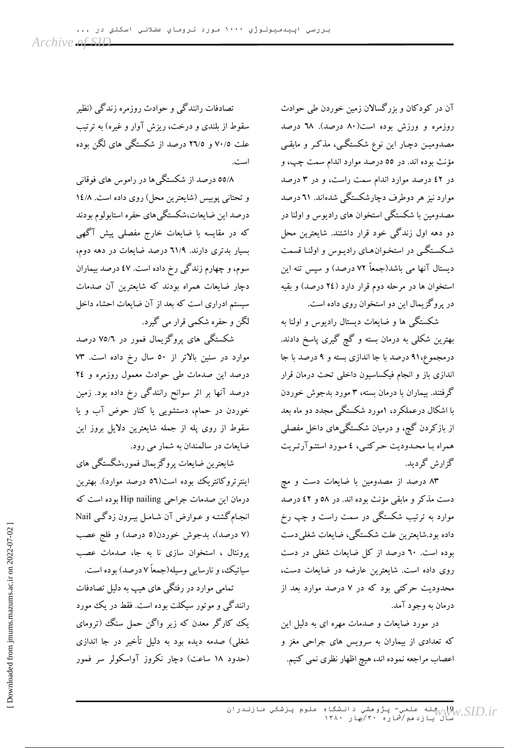آن در کودکان و بزرگسالان زمین خوردن طی حوادث روزمره و ورزش بوده است(۸۰ درصد). ٦٨ درصد مصدومین دچار این نوع شکستگی، مذکر و مابقی مؤنث بوده اند. در ٥٥ درصد موارد اندام سمت چپ، و در ٤٢ درصد موارد اندام سمت راست، و در ۳ درصد موارد نیز هر دوطرف دچارشکستگی شده‌اند. ٦١ درصد مصدومین با شکستگی استخوان های رادیوس و اولنا در دو دهه اول زندگی خود قرار داشتند. شایعترین محل شکستگی در استخوان‌های رادیوس و اولنا قسمت دیستال آنها می باشد(جمعاً ۷۲ درصد) و سپس تنه این استخوان ها در مرحله دوم قرار دارد (٢٤ درصد) و بقیه در پروگزیمال این دو استخوان روی داده است.

شکستگی ها و ضایعات دیستال رادیوس و اولنا به بهترین شکلی به درمان بسته و گچ گیری پاسخ دادند. درمجموع، ۹۱ درصد با جا اندازی بسته و ۹ درصد با جا اندازی باز و انجام فیکساسیون داخلی تحت درمان قرار گرفتند. بیماران با درمان بسته، ۳ مورد بدجوش خوردن با اشکال درعملکرد، ۱مورد شکستگی مجدد دو ماه بعد از بازکردن گچ، و درمیان شکستگی‌های داخل مفصلی همراه با محدودیت حرکتی، ٤ مورد استئوآرتریت گزارش گردید.

۸۳ درصد از مصدومین با ضایعات دست و مچ دست مذکر و مابقی مؤنث بوده اند. در ٥٨ و ٤٢ درصد موارد به ترتیب شکستگی در سمت راست و چپ رخ داده بود.شایعترین علت شکستگی، ضایعات شغلی‌دست بوده است. ٦٠ درصد از کل ضایعات شغلی در دست روی داده است. شایعترین عارضه در ضایعات دست، محدودیت حرکتی بود که در ۷ درصد موارد بعد از درمان به وجود آمد.

در مورد ضایعات و صدمات مهره ای به دلیل این که تعدادی از بیماران به سرویس های جراحی مغز و اعصاب مراجعه نموده اند، هیچ اظهار نظری نمی کنیم.

تصادفات رانندگی و حوادث روزمره زندگی (نظیر سقوط از بلندی و درخت، ریزش آوار و غیره) به ترتیب علت ٧٠/٥ و ٢٦/٥ درصد از شکستگی های لگن بوده است.

٥٥/٨ درصد از شکستگی‌ها در راموس های فوقانی و تحتانی پوبیس (شایعترین محل) روی داده است. ١٤/٨ درصد این ضایعات،شکستگی‌های حفره استابولوم بودند که در مقایسه با ضایعات خارج مفصلی پیش آگهی بسیار بدتری دارند. ٦١/٩ درصد ضایعات در دهه دوم، سوم، و چهارم زندگی رخ داده است. ٤٧ درصد بیماران دچار ضایعات همراه بودند که شایعترین آن صدمات سیستم ادراری است که بعد از آن ضایعات احشاء داخل لگن و حفره شکمی قرار می گیرد.

شکستگی های پروگزیمال فمور در ٧٥/٦ درصد موارد در سنین بالاتر از ٥٠ سال رخ داده است. ۷۳ درصد این صدمات طی حوادث معمول روزمره و ٢٤ درصد آنها بر اثر سوانح رانندگی رخ داده بود. زمین خوردن در حمام، دستشویی یا کنار حوض آب و یا سقوط از روی پله از جمله شایعترین دلایل بروز این ضایعات در سالمندان به شمار می رود.

شایعترین ضایعات پروگزیمال فمور،شگستگی های اینترتروکانتریک بوده است(٥٦ درصد موارد). بهترین درمان این صدمات جراحی Hip nailing بوده است که انجام‌گشته و عوارض آن شامل بیرون زدگی Nail (۷ درصد)، بدجوش خوردن(٥ درصد) و فلج عصب پرونئال ، استخوان سازی نا به جا، صدمات عصب سیاتیک، و نارسایی وسیله(جمعاً ۷ درصد) بوده است.

تمامی موارد در رفتگی های هیپ به دلیل تصادفات رانندگی و موتور سیکلت بوده است. فقط در یک مورد یک کارگر معدن که زیر واگن حمل سنگ (ترومای شغلی) صدمه دیده بود به دلیل تأخیر در جا اندازی (حدود ۱۸ ساعت) دچار نکروز آواسکولر سر فمور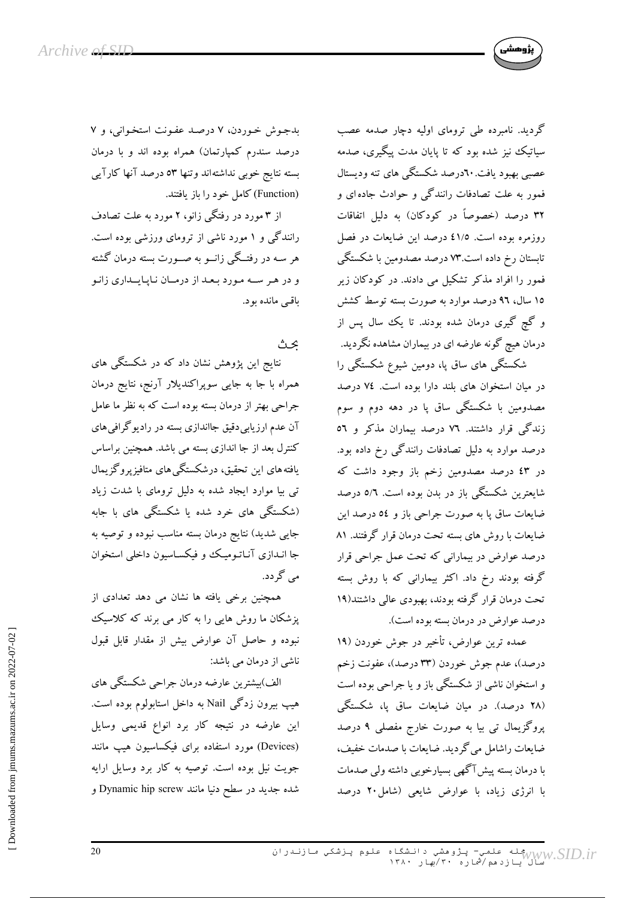گردید. نامبرده طی ترومای اولیه دچار صدمه عصب سیاتیک نیز شده بود که تا پایان مدت پیگیری، صدمه عصبی بهبود یافت.٦٠درصد شکستگی های تنه ودیستال فمور به علت تصادفات رانندگی و حوادث جاده‌ای و ۳۲ درصد (خصوصاً در کودکان) به دلیل اتفاقات روزمره بوده است. ٤١/٥ درصد این ضایعات در فصل تابستان رخ داده است.۷۳ درصد مصدومین با شکستگی فمور را افراد مذکر تشکیل می دادند. در کودکان زیر ۱۵ سال، ۹٦ درصد موارد به صورت بسته توسط کشش و گچ گیری درمان شده بودند. تا یک سال پس از درمان هیچ گونه عارضه ای در بیماران مشاهده نگردید.

شکستگی های ساق پا، دومین شیوع شکستگی را در میان استخوان های بلند دارا بوده است. ٧٤ درصد مصدومین با شکستگی ساق پا در دهه دوم و سوم زندگی قرار داشتند. ٧٦ درصد بیماران مذکر و ٥٦ درصد موارد به دلیل تصادفات رانندگی رخ داده بود. در ٤٣ درصد مصدومین زخم باز وجود داشت که شایعترین شکستگی باز در بدن بوده است. ٥/٦ درصد ضایعات ساق پا به صورت جراحی باز و ٥٤ درصد این ضایعات با روش های بسته تحت درمان قرار گرفتند. ٨١ درصد عوارض در بیمارانی که تحت عمل جراحی قرار گرفته بودند رخ داد. اکثر بیمارانی که با روش بسته تحت درمان قرار گرفته بودند، بهبودی عالی داشتند(۱۹ درصد عوارض در درمان بسته بوده است).

عمده ترین عوارض، تأخیر در جوش خوردن (۱۹ درصد)، عدم جوش خوردن (۳۳ درصد)، عفونت زخم و استخوان ناشی از شکستگی باز و یا جراحی بوده است (۲۸ درصد). در میان ضایعات ساق پا، شکستگی پروگزیمال تی بیا به صورت خارج مفصلی ۹ درصد ضایعات راشامل می‌گردید. ضایعات با صدمات خفیف، با درمان بسته پیش‌آگهی بسیارخوبی داشته ولی صدمات با انرژی زیاد، با عوارض شایعی (شامل۲۰ درصد بدجوش خوردن، ۷ درصد عفونت استخوانی، و ۷ درصد سندرم کمپارتمان) همراه بوده اند و با درمان بسته نتایج خوبی نداشته‌اند وتنها ۵۳ درصد آنها کارآیی (Function) کامل خود را باز یافتند.

از ۳ مورد در رفتگی زانو، ۲ مورد به علت تصادف رانندگی و ۱ مورد ناشی از ترومای ورزشی بوده است. هر سه در رفتگی زانو به صورت بسته درمان گشته و در هر سه مورد بعد از درمان ناپایداری زانو باقی مانده بود.

## بحث

نتایج این پژوهش نشان داد که در شکستگی های همراه با جا به جایی سوپراکندیلار آرنج، نتایج درمان جراحی بهتر از درمان بسته بوده است که به نظر ما عامل آن عدم ارزیابی‌دقیق جااندازی بسته در رادیوگرافی‌های کنترل بعد از جا اندازی بسته می باشد. همچنین براساس یافته‌های این تحقیق، درشکستگی‌های متافیزپروگزیمال تی بیا موارد ایجاد شده به دلیل ترومای با شدت زیاد (شکستگی های خرد شده یا شکستگی های با جابه جایی شدید) نتایج درمان بسته مناسب نبوده و توصیه به جا اندازی آناتومیک و فیکساسیون داخلی استخوان می گردد.

همچنین برخی یافته ها نشان می دهد تعدادی از پزشکان ما روش هایی را به کار می برند که کلاسیک نبوده و حاصل آن عوارض بیش از مقدار قابل قبول ناشی از درمان می باشد:

الف)بیشترین عارضه درمان جراحی شکستگی های هیپ بیرون زدگی Nail به داخل استابولوم بوده است. این عارضه در نتیجه کار برد انواع قدیمی وسایل (Devices) مورد استفاده برای فیکساسیون هیپ مانند جویت نیل بوده است. توصیه به کار برد وسایل ارایه شده جدید در سطح دنیا مانند Dynamic hip screw و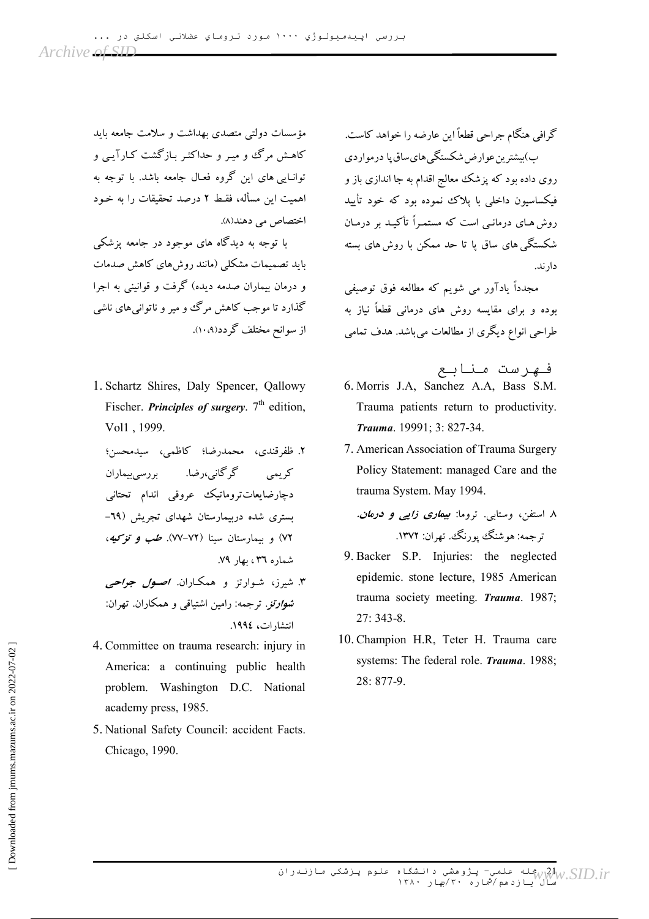گرافی هنگام جراحی قطعاً این عارضه را خواهد کاست.

ب)بیشترین عوارض شکستگی های ساق پا درمواردی روی داده بود که پزشک معالج اقدام به جا اندازی باز و فیکساسیون داخلی با پلاک نموده بود که خود تأیید روش های درمانی است که مستمراً تأکید بر درمان شکستگی های ساق پا تا حد ممکن با روش های بسته دارند.

مجدداً یادآور می شویم که مطالعه فوق توصیفی بوده و برای مقایسه روش های درمانی قطعاً نیاز به طراحی انواع دیگری از مطالعات می باشد. هدف تمامی مؤسسات دولتی متصدی بهداشت و سلامت جامعه باید کاهش مرگ و میر و حداکثر بازگشت کارآیی و توانایی های این گروه فعال جامعه باشد. با توجه به اهمیت این مسأله، فقط ۲ درصد تحقیقات را به خود اختصاص می دهند(۸).

با توجه به دیدگاه های موجود در جامعه پزشکی باید تصمیمات مشکلی (مانند روش های کاهش صدمات و درمان بیماران صدمه دیده) گرفت و قوانینی به اجرا گذارد تا موجب کاهش مرگ و میر و ناتوانی های ناشی از سوانح مختلف گردد(۹،۱۰).

## فهرست منابع

1. Schartz Shires, Daly Spencer, Qallowy Fischer. ***Principles of surgery***. 7th edition, Vol1 , 1999.
2. ظفرقندی، محمدرضا؛ کاظمی، سیدمحسن؛ کریمی گرگانی،رضا. بررسی بیماران دچارضایعات تروماتیک عروقی اندام تحتانی بستری شده دربیمارستان شهدای تجریش (۶۹-۷۲) و بیمارستان سینا (۷۲-۷۷). ***طب و تزکیه***، شماره ۳۶ ، بهار ۷۹.
3. شیرز، شوارتز و همکاران. ***اصول جراحی شوارتز***. ترجمه: رامین اشتیاقی و همکاران. تهران: انتشارات، ۱۹۹۴.
4. Committee on trauma research: injury in America: a continuing public health problem. Washington D.C. National academy press, 1985.
5. National Safety Council: accident Facts. Chicago, 1990.
6. Morris J.A, Sanchez A.A, Bass S.M. Trauma patients return to productivity. ***Trauma***. 19991; 3: 827-34.
7. American Association of Trauma Surgery Policy Statement: managed Care and the trauma System. May 1994.
8. استفن، وستابی. تروما: ***بیماری زایی و درمان***. ترجمه: هوشنگ پورنگ. تهران: ۱۳۷۲.
9. Backer S.P. Injuries: the neglected epidemic. stone lecture, 1985 American trauma society meeting. ***Trauma***. 1987; 27: 343-8.
10. Champion H.R, Teter H. Trauma care systems: The federal role. ***Trauma***. 1988; 28: 877-9.